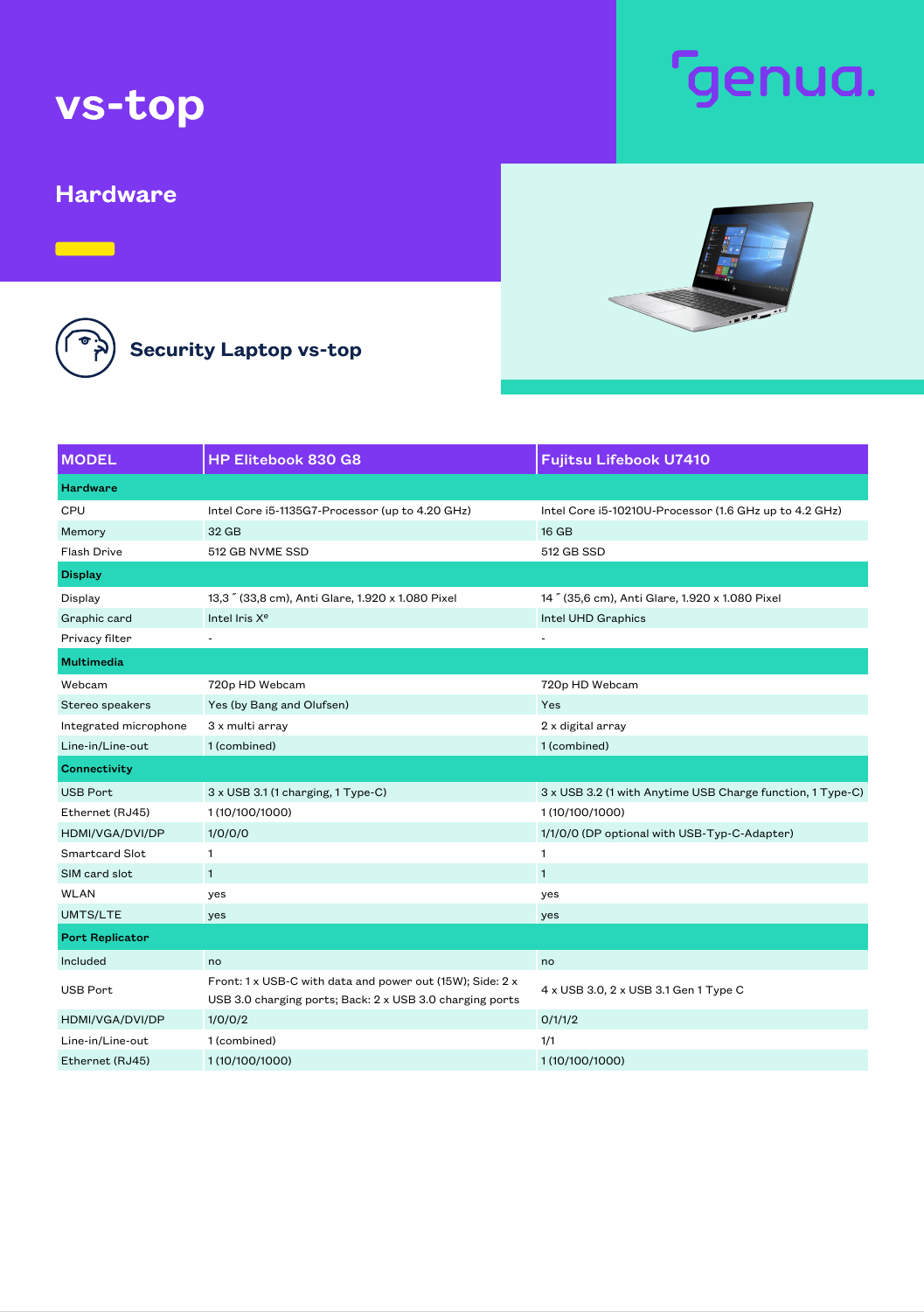# vs-top

## Hardware

genua.

### Security Laptop vs-top

| MODEL | HP Elitebook 830 G8 | Fujitsu Lifebook U7410 |
|---|---|---|
| **Hardware** | | |
| CPU | Intel Core i5-1135G7-Processor (up to 4.20 GHz) | Intel Core i5-10210U-Processor (1.6 GHz up to 4.2 GHz) |
| Memory | 32 GB | 16 GB |
| Flash Drive | 512 GB NVME SSD | 512 GB SSD |
| **Display** | | |
| Display | 13,3 ˝ (33,8 cm), Anti Glare, 1.920 x 1.080 Pixel | 14 ˝ (35,6 cm), Anti Glare, 1.920 x 1.080 Pixel |
| Graphic card | Intel Iris Xᵉ | Intel UHD Graphics |
| Privacy filter | - | - |
| **Multimedia** | | |
| Webcam | 720p HD Webcam | 720p HD Webcam |
| Stereo speakers | Yes (by Bang and Olufsen) | Yes |
| Integrated microphone | 3 x multi array | 2 x digital array |
| Line-in/Line-out | 1 (combined) | 1 (combined) |
| **Connectivity** | | |
| USB Port | 3 x USB 3.1 (1 charging, 1 Type-C) | 3 x USB 3.2 (1 with Anytime USB Charge function, 1 Type-C) |
| Ethernet (RJ45) | 1 (10/100/1000) | 1 (10/100/1000) |
| HDMI/VGA/DVI/DP | 1/0/0/0 | 1/1/0/0 (DP optional with USB-Typ-C-Adapter) |
| Smartcard Slot | 1 | 1 |
| SIM card slot | 1 | 1 |
| WLAN | yes | yes |
| UMTS/LTE | yes | yes |
| **Port Replicator** | | |
| Included | no | no |
| USB Port | Front: 1 x USB-C with data and power out (15W); Side: 2 x USB 3.0 charging ports; Back: 2 x USB 3.0 charging ports | 4 x USB 3.0, 2 x USB 3.1 Gen 1 Type C |
| HDMI/VGA/DVI/DP | 1/0/0/2 | 0/1/1/2 |
| Line-in/Line-out | 1 (combined) | 1/1 |
| Ethernet (RJ45) | 1 (10/100/1000) | 1 (10/100/1000) |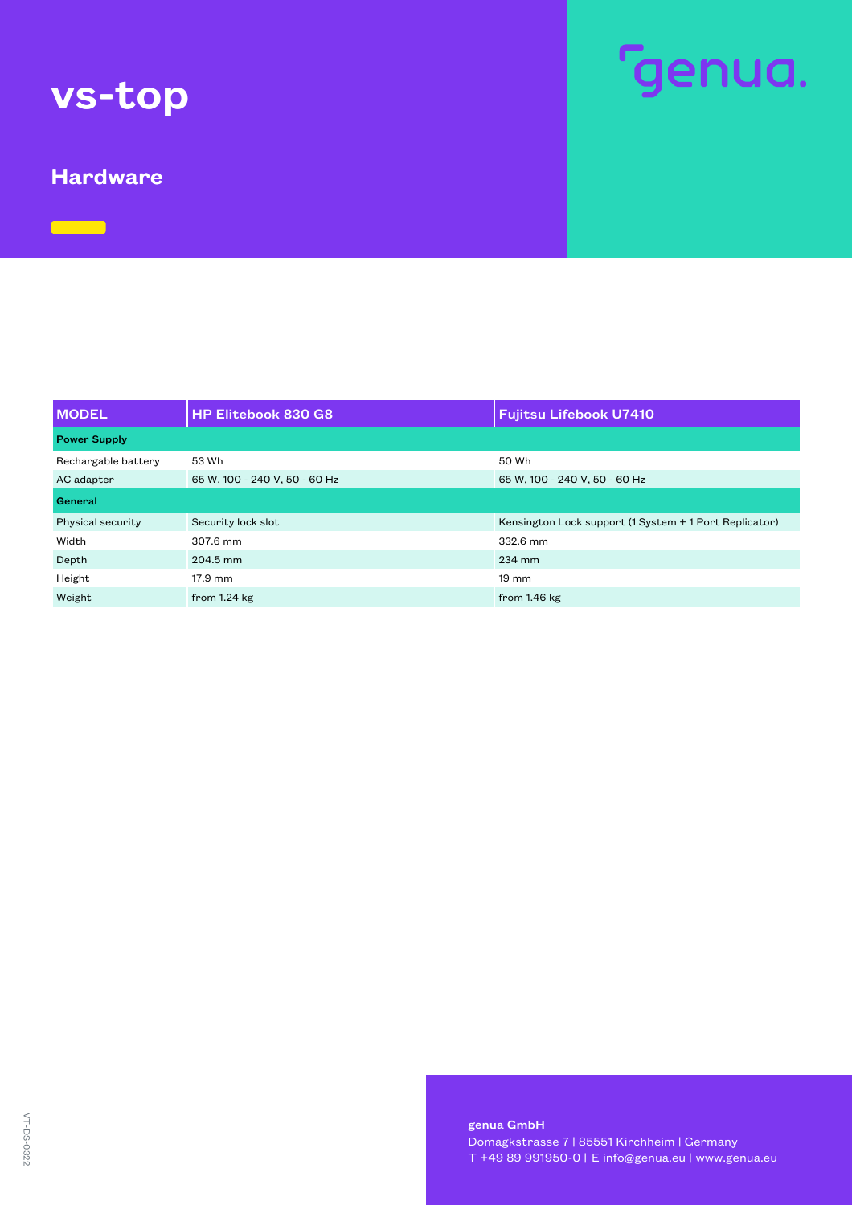# vs-top

## Hardware

| MODEL | HP Elitebook 830 G8 | Fujitsu Lifebook U7410 |
|---|---|---|
| **Power Supply** | | |
| Rechargable battery | 53 Wh | 50 Wh |
| AC adapter | 65 W, 100 - 240 V, 50 - 60 Hz | 65 W, 100 - 240 V, 50 - 60 Hz |
| **General** | | |
| Physical security | Security lock slot | Kensington Lock support (1 System + 1 Port Replicator) |
| Width | 307.6 mm | 332.6 mm |
| Depth | 204.5 mm | 234 mm |
| Height | 17.9 mm | 19 mm |
| Weight | from 1.24 kg | from 1.46 kg |

**genua GmbH**
Domagkstrasse 7 | 85551 Kirchheim | Germany
T +49 89 991950-0 | E info@genua.eu | www.genua.eu

VT-DS-0322